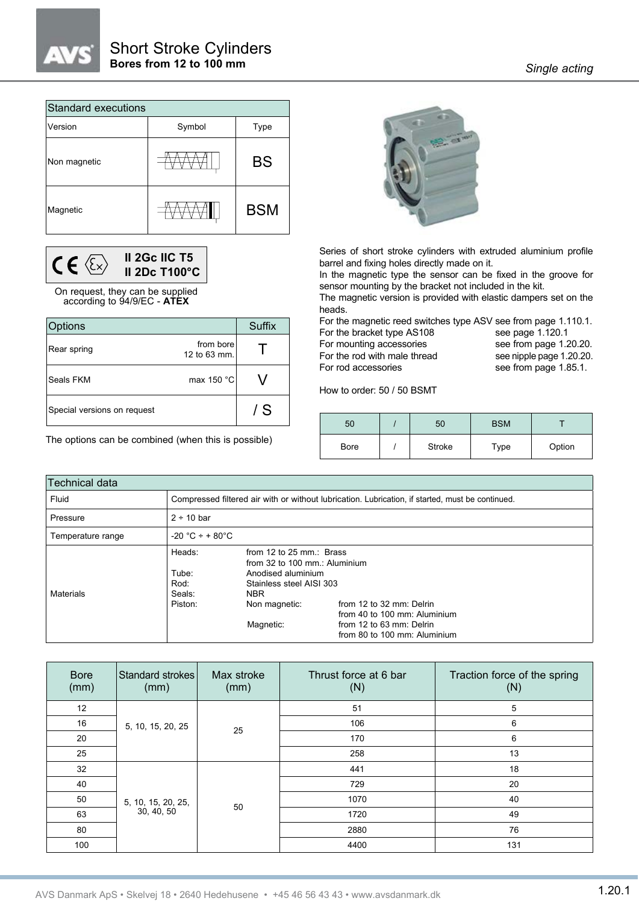# Short Stroke Cylinders

**Bores from 12 to 100 mm**

*Single acting*

| Standard executions | | |
|---|---|---|
| Version | Symbol | Type |
| Non magnetic | | BS |
| Magnetic | | BSM |

**II 2Gc IIC T5**
**II 2Dc T100°C**

On request, they can be supplied according to 94/9/EC - **ATEX**

| Options | | Suffix |
|---|---|---|
| Rear spring | from bore 12 to 63 mm. | T |
| Seals FKM | max 150 °C | V |
| Special versions on request | | / S |

The options can be combined (when this is possible)

Series of short stroke cylinders with extruded aluminium profile barrel and fixing holes directly made on it.
In the magnetic type the sensor can be fixed in the groove for sensor mounting by the bracket not included in the kit.
The magnetic version is provided with elastic dampers set on the heads.

For the magnetic reed switches type ASV see from page 1.110.1.
For the bracket type AS108 see page 1.120.1
For mounting accessories see from page 1.20.20.
For the rod with male thread see nipple page 1.20.20.
For rod accessories see from page 1.85.1.

How to order: 50 / 50 BSMT

| 50 | / | 50 | BSM | T |
|---|---|---|---|---|
| Bore | / | Stroke | Type | Option |

| Technical data | |
|---|---|
| Fluid | Compressed filtered air with or without lubrication. Lubrication, if started, must be continued. |
| Pressure | 2 ÷ 10 bar |
| Temperature range | -20 °C ÷ + 80°C |
| Materials | Heads: from 12 to 25 mm.: Brass; from 32 to 100 mm.: Aluminium<br>Tube: Anodised aluminium<br>Rod: Stainless steel AISI 303<br>Seals: NBR<br>Piston: Non magnetic: from 12 to 32 mm: Delrin; from 40 to 100 mm: Aluminium<br>Magnetic: from 12 to 63 mm: Delrin; from 80 to 100 mm: Aluminium |

| Bore (mm) | Standard strokes (mm) | Max stroke (mm) | Thrust force at 6 bar (N) | Traction force of the spring (N) |
|---|---|---|---|---|
| 12 | 5, 10, 15, 20, 25 | 25 | 51 | 5 |
| 16 | | | 106 | 6 |
| 20 | | | 170 | 6 |
| 25 | | | 258 | 13 |
| 32 | 5, 10, 15, 20, 25, 30, 40, 50 | 50 | 441 | 18 |
| 40 | | | 729 | 20 |
| 50 | | | 1070 | 40 |
| 63 | | | 1720 | 49 |
| 80 | | | 2880 | 76 |
| 100 | | | 4400 | 131 |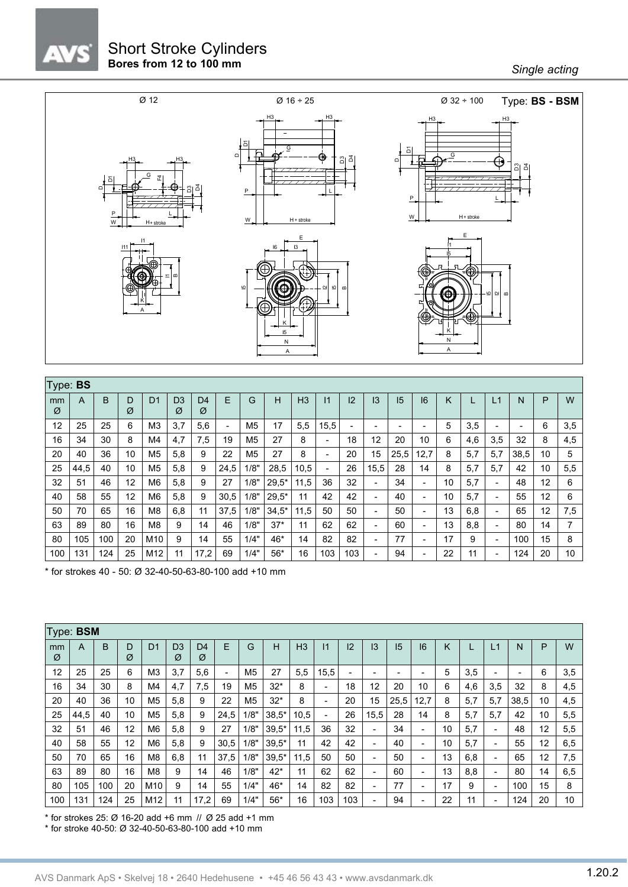# Short Stroke Cylinders

**Bores from 12 to 100 mm**

*Single acting*

Ø 12 — Ø 16 ÷ 25 — Ø 32 ÷ 100 — Type: **BS - BSM**

Type: **BS**

| mm Ø | A | B | D Ø | D1 | D3 Ø | D4 Ø | E | G | H | H3 | I1 | I2 | I3 | I5 | I6 | K | L | L1 | N | P | W |
|---|---|---|---|---|---|---|---|---|---|---|---|---|---|---|---|---|---|---|---|---|---|
| 12 | 25 | 25 | 6 | M3 | 3,7 | 5,6 | - | M5 | 17 | 5,5 | 15,5 | - | - | - | - | 5 | 3,5 | - | - | 6 | 3,5 |
| 16 | 34 | 30 | 8 | M4 | 4,7 | 7,5 | 19 | M5 | 27 | 8 | - | 18 | 12 | 20 | 10 | 6 | 4,6 | 3,5 | 32 | 8 | 4,5 |
| 20 | 40 | 36 | 10 | M5 | 5,8 | 9 | 22 | M5 | 27 | 8 | - | 20 | 15 | 25,5 | 12,7 | 8 | 5,7 | 5,7 | 38,5 | 10 | 5 |
| 25 | 44,5 | 40 | 10 | M5 | 5,8 | 9 | 24,5 | 1/8" | 28,5 | 10,5 | - | 26 | 15,5 | 28 | 14 | 8 | 5,7 | 5,7 | 42 | 10 | 5,5 |
| 32 | 51 | 46 | 12 | M6 | 5,8 | 9 | 27 | 1/8" | 29,5* | 11,5 | 36 | 32 | - | 34 | - | 10 | 5,7 | - | 48 | 12 | 6 |
| 40 | 58 | 55 | 12 | M6 | 5,8 | 9 | 30,5 | 1/8" | 29,5* | 11 | 42 | 42 | - | 40 | - | 10 | 5,7 | - | 55 | 12 | 6 |
| 50 | 70 | 65 | 16 | M8 | 6,8 | 11 | 37,5 | 1/8" | 34,5* | 11,5 | 50 | 50 | - | 50 | - | 13 | 6,8 | - | 65 | 12 | 7,5 |
| 63 | 89 | 80 | 16 | M8 | 9 | 14 | 46 | 1/8" | 37* | 11 | 62 | 62 | - | 60 | - | 13 | 8,8 | - | 80 | 14 | 7 |
| 80 | 105 | 100 | 20 | M10 | 9 | 14 | 55 | 1/4" | 46* | 14 | 82 | 82 | - | 77 | - | 17 | 9 | - | 100 | 15 | 8 |
| 100 | 131 | 124 | 25 | M12 | 11 | 17,2 | 69 | 1/4" | 56* | 16 | 103 | 103 | - | 94 | - | 22 | 11 | - | 124 | 20 | 10 |

\* for strokes 40 - 50: Ø 32-40-50-63-80-100 add +10 mm

Type: **BSM**

| mm Ø | A | B | D Ø | D1 | D3 Ø | D4 Ø | E | G | H | H3 | I1 | I2 | I3 | I5 | I6 | K | L | L1 | N | P | W |
|---|---|---|---|---|---|---|---|---|---|---|---|---|---|---|---|---|---|---|---|---|---|
| 12 | 25 | 25 | 6 | M3 | 3,7 | 5,6 | - | M5 | 27 | 5,5 | 15,5 | - | - | - | - | 5 | 3,5 | - | - | 6 | 3,5 |
| 16 | 34 | 30 | 8 | M4 | 4,7 | 7,5 | 19 | M5 | 32* | 8 | - | 18 | 12 | 20 | 10 | 6 | 4,6 | 3,5 | 32 | 8 | 4,5 |
| 20 | 40 | 36 | 10 | M5 | 5,8 | 9 | 22 | M5 | 32* | 8 | - | 20 | 15 | 25,5 | 12,7 | 8 | 5,7 | 5,7 | 38,5 | 10 | 4,5 |
| 25 | 44,5 | 40 | 10 | M5 | 5,8 | 9 | 24,5 | 1/8" | 38,5* | 10,5 | - | 26 | 15,5 | 28 | 14 | 8 | 5,7 | 5,7 | 42 | 10 | 5,5 |
| 32 | 51 | 46 | 12 | M6 | 5,8 | 9 | 27 | 1/8" | 39,5* | 11,5 | 36 | 32 | - | 34 | - | 10 | 5,7 | - | 48 | 12 | 5,5 |
| 40 | 58 | 55 | 12 | M6 | 5,8 | 9 | 30,5 | 1/8" | 39,5* | 11 | 42 | 42 | - | 40 | - | 10 | 5,7 | - | 55 | 12 | 6,5 |
| 50 | 70 | 65 | 16 | M8 | 6,8 | 11 | 37,5 | 1/8" | 39,5* | 11,5 | 50 | 50 | - | 50 | - | 13 | 6,8 | - | 65 | 12 | 7,5 |
| 63 | 89 | 80 | 16 | M8 | 9 | 14 | 46 | 1/8" | 42* | 11 | 62 | 62 | - | 60 | - | 13 | 8,8 | - | 80 | 14 | 6,5 |
| 80 | 105 | 100 | 20 | M10 | 9 | 14 | 55 | 1/4" | 46* | 14 | 82 | 82 | - | 77 | - | 17 | 9 | - | 100 | 15 | 8 |
| 100 | 131 | 124 | 25 | M12 | 11 | 17,2 | 69 | 1/4" | 56* | 16 | 103 | 103 | - | 94 | - | 22 | 11 | - | 124 | 20 | 10 |

\* for strokes 25: Ø 16-20 add +6 mm // Ø 25 add +1 mm

\* for stroke 40-50: Ø 32-40-50-63-80-100 add +10 mm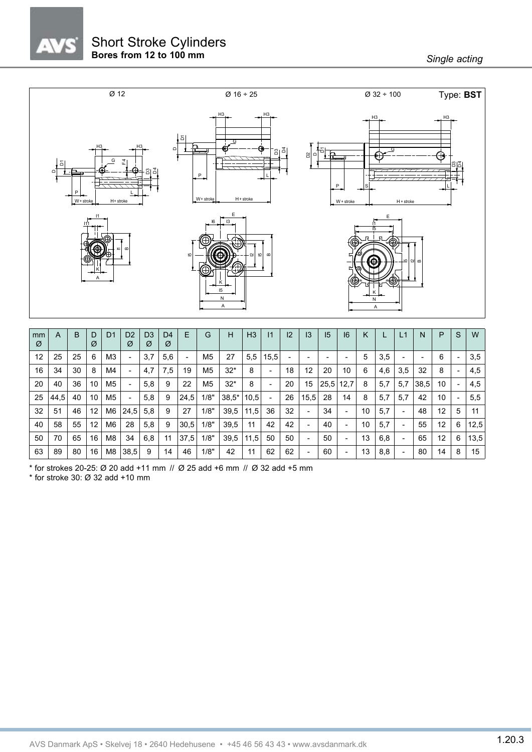# Short Stroke Cylinders

**Bores from 12 to 100 mm**

*Single acting*

Ø 12

Ø 16 ÷ 25

Ø 32 ÷ 100

Type: **BST**

| mm Ø | A | B | D Ø | D1 | D2 Ø | D3 Ø | D4 Ø | E | G | H | H3 | I1 | I2 | I3 | I5 | I6 | K | L | L1 | N | P | S | W |
|---|---|---|---|---|---|---|---|---|---|---|---|---|---|---|---|---|---|---|---|---|---|---|---|
| 12 | 25 | 25 | 6 | M3 | - | 3,7 | 5,6 | - | M5 | 27 | 5,5 | 15,5 | - | - | - | - | 5 | 3,5 | - | - | 6 | - | 3,5 |
| 16 | 34 | 30 | 8 | M4 | - | 4,7 | 7,5 | 19 | M5 | 32* | 8 | - | 18 | 12 | 20 | 10 | 6 | 4,6 | 3,5 | 32 | 8 | - | 4,5 |
| 20 | 40 | 36 | 10 | M5 | - | 5,8 | 9 | 22 | M5 | 32* | 8 | - | 20 | 15 | 25,5 | 12,7 | 8 | 5,7 | 5,7 | 38,5 | 10 | - | 4,5 |
| 25 | 44,5 | 40 | 10 | M5 | - | 5,8 | 9 | 24,5 | 1/8" | 38,5* | 10,5 | - | 26 | 15,5 | 28 | 14 | 8 | 5,7 | 5,7 | 42 | 10 | - | 5,5 |
| 32 | 51 | 46 | 12 | M6 | 24,5 | 5,8 | 9 | 27 | 1/8" | 39,5 | 11,5 | 36 | 32 | - | 34 | - | 10 | 5,7 | - | 48 | 12 | 5 | 11 |
| 40 | 58 | 55 | 12 | M6 | 28 | 5,8 | 9 | 30,5 | 1/8" | 39,5 | 11 | 42 | 42 | - | 40 | - | 10 | 5,7 | - | 55 | 12 | 6 | 12,5 |
| 50 | 70 | 65 | 16 | M8 | 34 | 6,8 | 11 | 37,5 | 1/8" | 39,5 | 11,5 | 50 | 50 | - | 50 | - | 13 | 6,8 | - | 65 | 12 | 6 | 13,5 |
| 63 | 89 | 80 | 16 | M8 | 38,5 | 9 | 14 | 46 | 1/8" | 42 | 11 | 62 | 62 | - | 60 | - | 13 | 8,8 | - | 80 | 14 | 8 | 15 |

\* for strokes 20-25: Ø 20 add +11 mm // Ø 25 add +6 mm // Ø 32 add +5 mm

\* for stroke 30: Ø 32 add +10 mm

AVS Danmark ApS • Skelvej 18 • 2640 Hedehusene • +45 46 56 43 43 • www.avsdanmark.dk